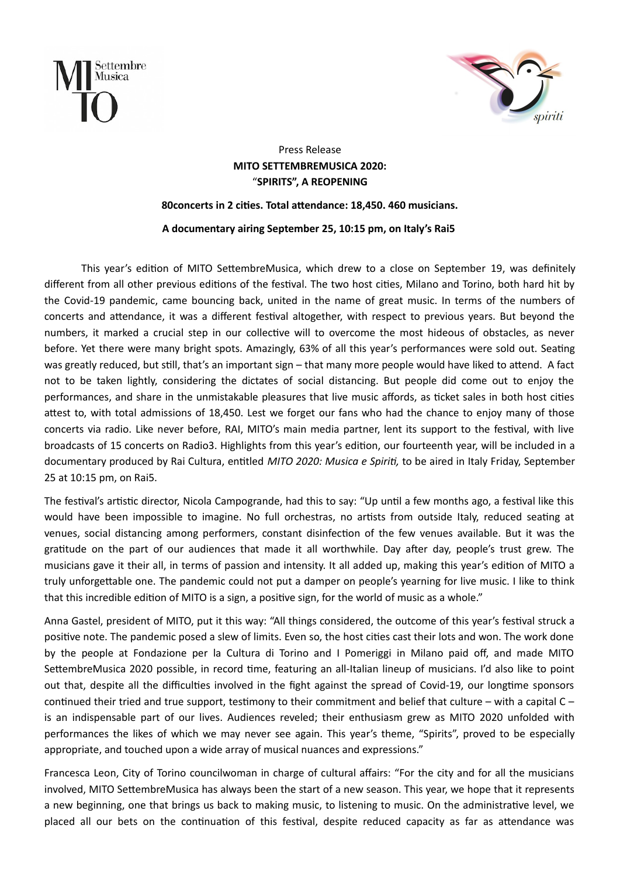Press Release

**MITO SETTEMBREMUSICA 2020:**
**"SPIRITS", A REOPENING**

**80concerts in 2 cities. Total attendance: 18,450. 460 musicians.**

**A documentary airing September 25, 10:15 pm, on Italy's Rai5**

This year's edition of MITO SettembreMusica, which drew to a close on September 19, was definitely different from all other previous editions of the festival. The two host cities, Milano and Torino, both hard hit by the Covid-19 pandemic, came bouncing back, united in the name of great music. In terms of the numbers of concerts and attendance, it was a different festival altogether, with respect to previous years. But beyond the numbers, it marked a crucial step in our collective will to overcome the most hideous of obstacles, as never before. Yet there were many bright spots. Amazingly, 63% of all this year's performances were sold out. Seating was greatly reduced, but still, that's an important sign – that many more people would have liked to attend. A fact not to be taken lightly, considering the dictates of social distancing. But people did come out to enjoy the performances, and share in the unmistakable pleasures that live music affords, as ticket sales in both host cities attest to, with total admissions of 18,450. Lest we forget our fans who had the chance to enjoy many of those concerts via radio. Like never before, RAI, MITO's main media partner, lent its support to the festival, with live broadcasts of 15 concerts on Radio3. Highlights from this year's edition, our fourteenth year, will be included in a documentary produced by Rai Cultura, entitled *MITO 2020: Musica e Spiriti,* to be aired in Italy Friday, September 25 at 10:15 pm, on Rai5.

The festival's artistic director, Nicola Campogrande, had this to say: "Up until a few months ago, a festival like this would have been impossible to imagine. No full orchestras, no artists from outside Italy, reduced seating at venues, social distancing among performers, constant disinfection of the few venues available. But it was the gratitude on the part of our audiences that made it all worthwhile. Day after day, people's trust grew. The musicians gave it their all, in terms of passion and intensity. It all added up, making this year's edition of MITO a truly unforgettable one. The pandemic could not put a damper on people's yearning for live music. I like to think that this incredible edition of MITO is a sign, a positive sign, for the world of music as a whole."

Anna Gastel, president of MITO, put it this way: "All things considered, the outcome of this year's festival struck a positive note. The pandemic posed a slew of limits. Even so, the host cities cast their lots and won. The work done by the people at Fondazione per la Cultura di Torino and I Pomeriggi in Milano paid off, and made MITO SettembreMusica 2020 possible, in record time, featuring an all-Italian lineup of musicians. I'd also like to point out that, despite all the difficulties involved in the fight against the spread of Covid-19, our longtime sponsors continued their tried and true support, testimony to their commitment and belief that culture – with a capital C – is an indispensable part of our lives. Audiences reveled; their enthusiasm grew as MITO 2020 unfolded with performances the likes of which we may never see again. This year's theme, "Spirits", proved to be especially appropriate, and touched upon a wide array of musical nuances and expressions."

Francesca Leon, City of Torino councilwoman in charge of cultural affairs: "For the city and for all the musicians involved, MITO SettembreMusica has always been the start of a new season. This year, we hope that it represents a new beginning, one that brings us back to making music, to listening to music. On the administrative level, we placed all our bets on the continuation of this festival, despite reduced capacity as far as attendance was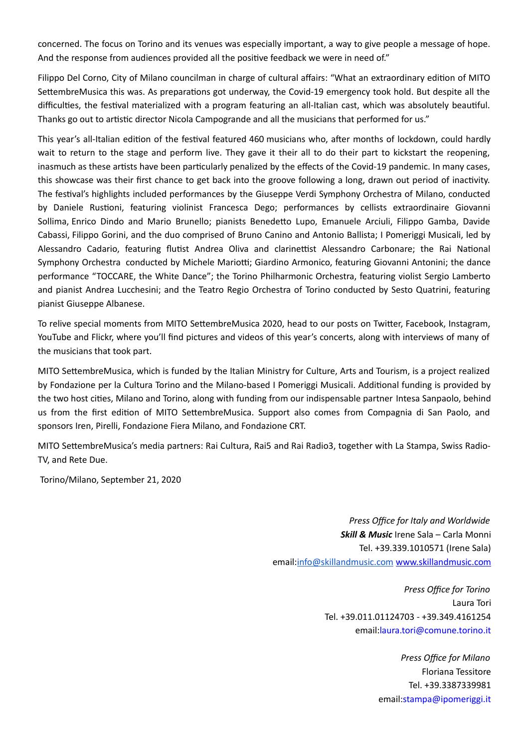concerned. The focus on Torino and its venues was especially important, a way to give people a message of hope. And the response from audiences provided all the positive feedback we were in need of."

Filippo Del Corno, City of Milano councilman in charge of cultural affairs: "What an extraordinary edition of MITO SettembreMusica this was. As preparations got underway, the Covid-19 emergency took hold. But despite all the difficulties, the festival materialized with a program featuring an all-Italian cast, which was absolutely beautiful. Thanks go out to artistic director Nicola Campogrande and all the musicians that performed for us."

This year's all-Italian edition of the festival featured 460 musicians who, after months of lockdown, could hardly wait to return to the stage and perform live. They gave it their all to do their part to kickstart the reopening, inasmuch as these artists have been particularly penalized by the effects of the Covid-19 pandemic. In many cases, this showcase was their first chance to get back into the groove following a long, drawn out period of inactivity. The festival's highlights included performances by the Giuseppe Verdi Symphony Orchestra of Milano, conducted by Daniele Rustioni, featuring violinist Francesca Dego; performances by cellists extraordinaire Giovanni Sollima, Enrico Dindo and Mario Brunello; pianists Benedetto Lupo, Emanuele Arciuli, Filippo Gamba, Davide Cabassi, Filippo Gorini, and the duo comprised of Bruno Canino and Antonio Ballista; I Pomeriggi Musicali, led by Alessandro Cadario, featuring flutist Andrea Oliva and clarinettist Alessandro Carbonare; the Rai National Symphony Orchestra conducted by Michele Mariotti; Giardino Armonico, featuring Giovanni Antonini; the dance performance "TOCCARE, the White Dance"; the Torino Philharmonic Orchestra, featuring violist Sergio Lamberto and pianist Andrea Lucchesini; and the Teatro Regio Orchestra of Torino conducted by Sesto Quatrini, featuring pianist Giuseppe Albanese.

To relive special moments from MITO SettembreMusica 2020, head to our posts on Twitter, Facebook, Instagram, YouTube and Flickr, where you'll find pictures and videos of this year's concerts, along with interviews of many of the musicians that took part.

MITO SettembreMusica, which is funded by the Italian Ministry for Culture, Arts and Tourism, is a project realized by Fondazione per la Cultura Torino and the Milano-based I Pomeriggi Musicali. Additional funding is provided by the two host cities, Milano and Torino, along with funding from our indispensable partner Intesa Sanpaolo, behind us from the first edition of MITO SettembreMusica. Support also comes from Compagnia di San Paolo, and sponsors Iren, Pirelli, Fondazione Fiera Milano, and Fondazione CRT.

MITO SettembreMusica's media partners: Rai Cultura, Rai5 and Rai Radio3, together with La Stampa, Swiss Radio-TV, and Rete Due.

Torino/Milano, September 21, 2020

*Press Office for Italy and Worldwide*
***Skill & Music*** Irene Sala – Carla Monni
Tel. +39.339.1010571 (Irene Sala)
email:info@skillandmusic.com www.skillandmusic.com

*Press Office for Torino*
Laura Tori
Tel. +39.011.01124703 - +39.349.4161254
email:laura.tori@comune.torino.it

*Press Office for Milano*
Floriana Tessitore
Tel. +39.3387339981
email:stampa@ipomeriggi.it